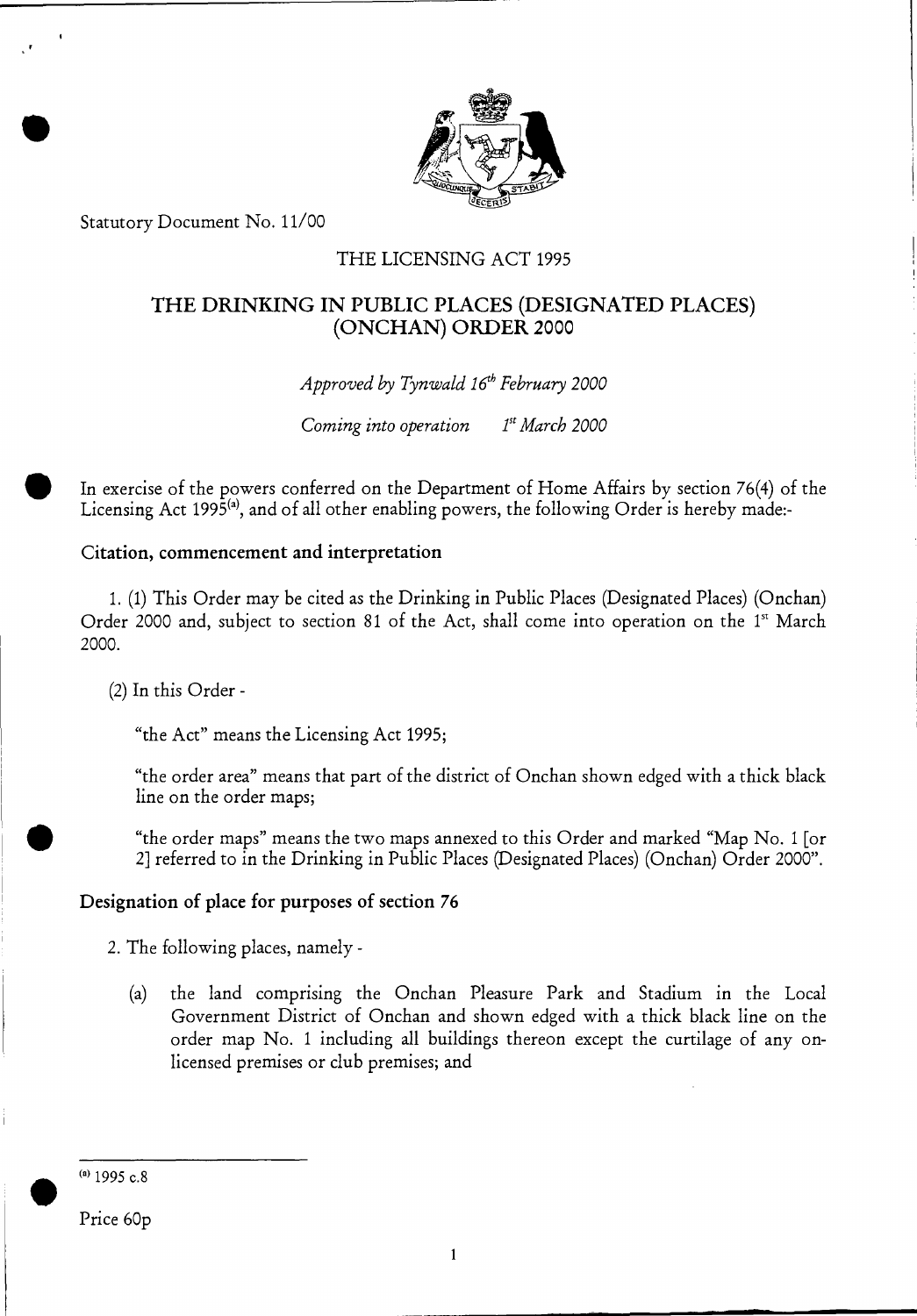Statutory Document No. 11/00

THE LICENSING ACT 1995

# THE DRINKING IN PUBLIC PLACES (DESIGNATED PLACES) (ONCHAN) ORDER 2000

*Approved by Tynwald 16th February 2000*

*Coming into operation 1st March 2000*

In exercise of the powers conferred on the Department of Home Affairs by section 76(4) of the Licensing Act 1995[(a)], and of all other enabling powers, the following Order is hereby made:-

## Citation, commencement and interpretation

1. (1) This Order may be cited as the Drinking in Public Places (Designated Places) (Onchan) Order 2000 and, subject to section 81 of the Act, shall come into operation on the 1st March 2000.

(2) In this Order -

"the Act" means the Licensing Act 1995;

"the order area" means that part of the district of Onchan shown edged with a thick black line on the order maps;

"the order maps" means the two maps annexed to this Order and marked "Map No. 1 [or 2] referred to in the Drinking in Public Places (Designated Places) (Onchan) Order 2000".

## Designation of place for purposes of section 76

2. The following places, namely -

(a) the land comprising the Onchan Pleasure Park and Stadium in the Local Government District of Onchan and shown edged with a thick black line on the order map No. 1 including all buildings thereon except the curtilage of any on-licensed premises or club premises; and

(a) 1995 c.8

Price 60p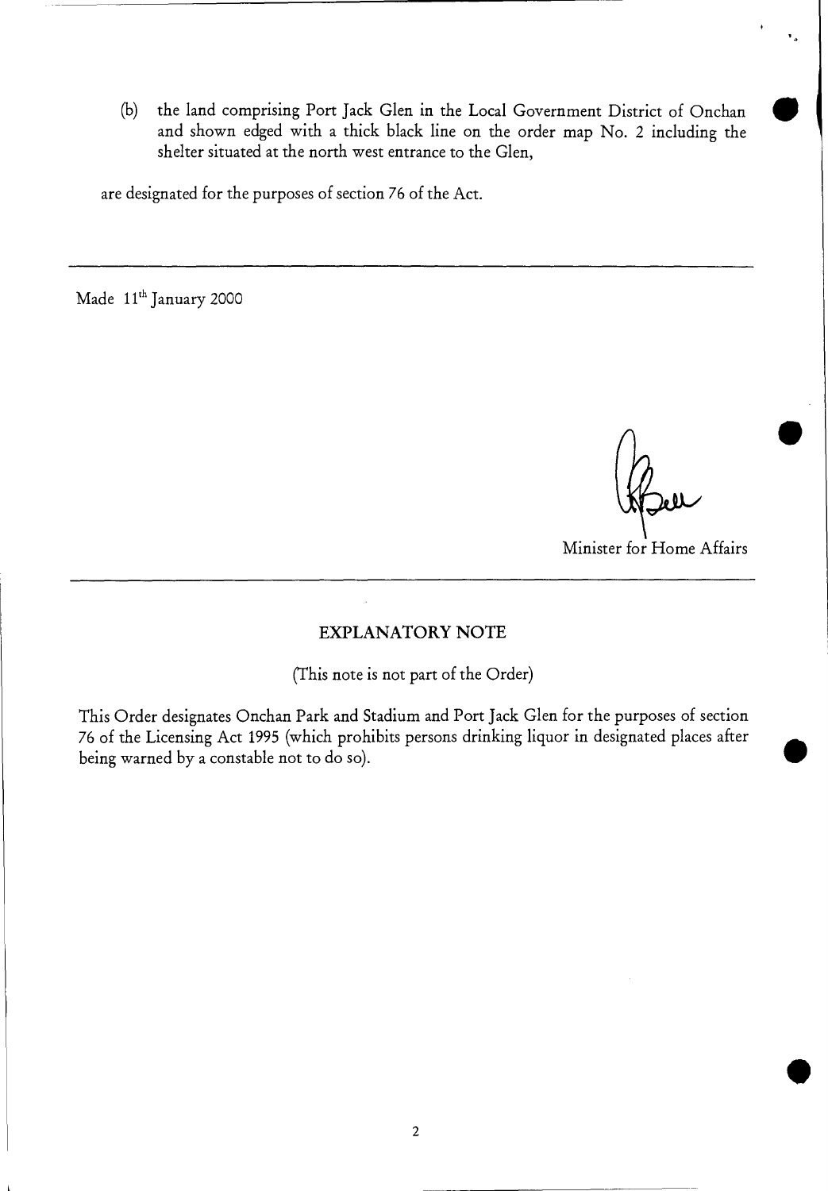(b) the land comprising Port Jack Glen in the Local Government District of Onchan and shown edged with a thick black line on the order map No. 2 including the shelter situated at the north west entrance to the Glen,

are designated for the purposes of section 76 of the Act.

---

Made 11th January 2000

Minister for Home Affairs

---

## EXPLANATORY NOTE

(This note is not part of the Order)

This Order designates Onchan Park and Stadium and Port Jack Glen for the purposes of section 76 of the Licensing Act 1995 (which prohibits persons drinking liquor in designated places after being warned by a constable not to do so).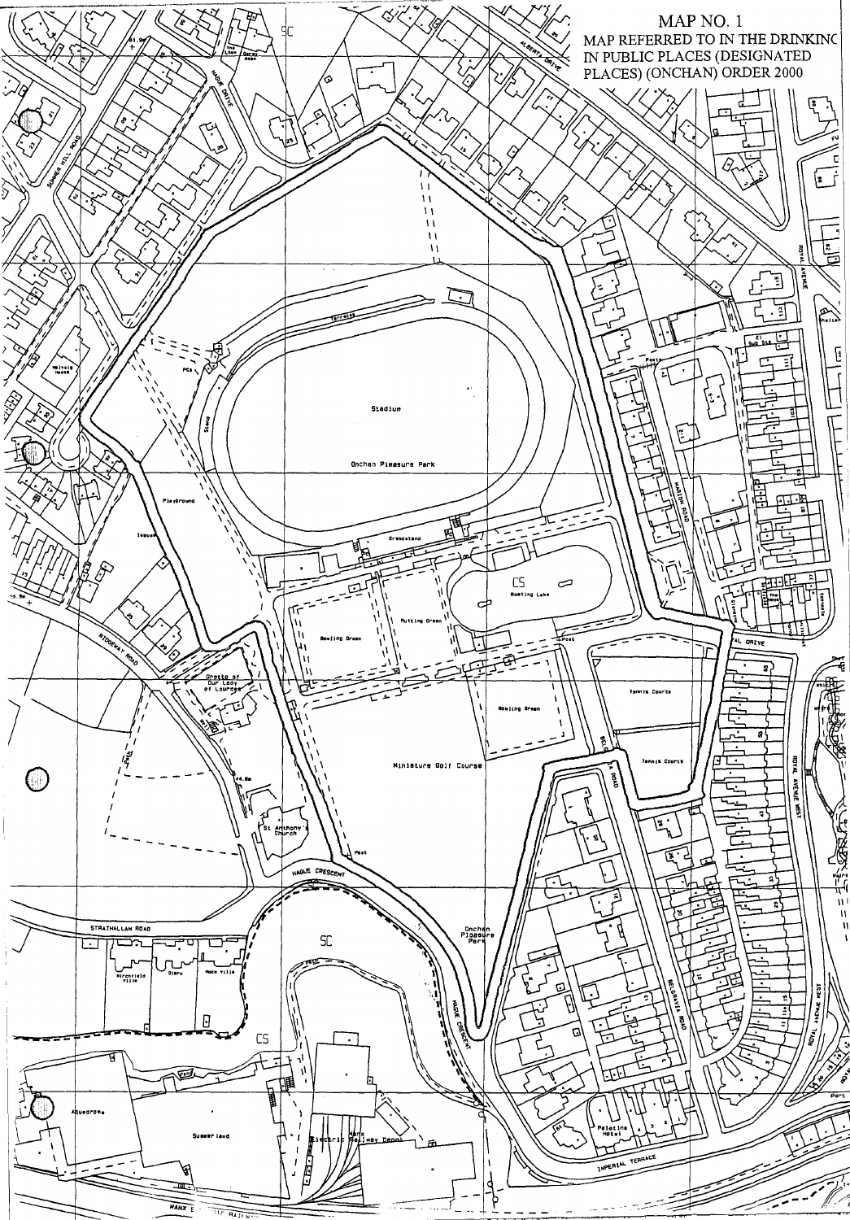# MAP NO. 1

MAP REFERRED TO IN THE DRINKING IN PUBLIC PLACES (DESIGNATED PLACES) (ONCHAN) ORDER 2000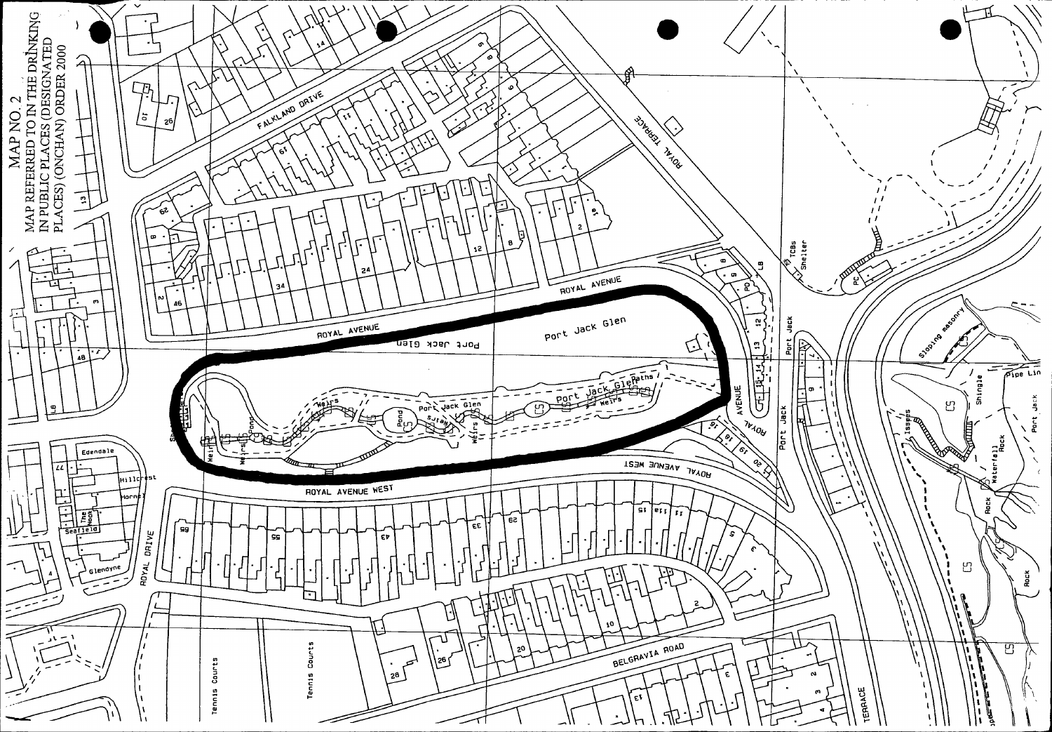MAP NO. 2
MAP REFERRED TO IN THE DRINKING IN PUBLIC PLACES (DESIGNATED PLACES) (ONCHAN) ORDER 2000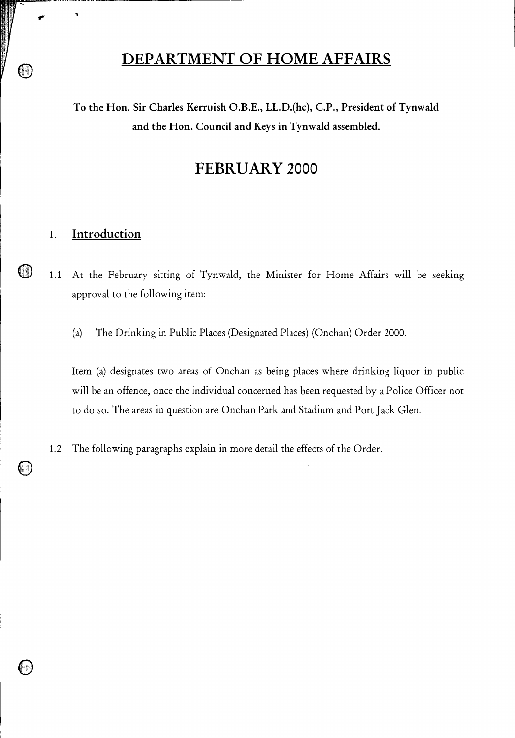# DEPARTMENT OF HOME AFFAIRS

**To the Hon. Sir Charles Kerruish O.B.E., LL.D.(hc), C.P., President of Tynwald and the Hon. Council and Keys in Tynwald assembled.**

## FEBRUARY 2000

### 1. Introduction

1.1 At the February sitting of Tynwald, the Minister for Home Affairs will be seeking approval to the following item:

(a) The Drinking in Public Places (Designated Places) (Onchan) Order 2000.

Item (a) designates two areas of Onchan as being places where drinking liquor in public will be an offence, once the individual concerned has been requested by a Police Officer not to do so. The areas in question are Onchan Park and Stadium and Port Jack Glen.

1.2 The following paragraphs explain in more detail the effects of the Order.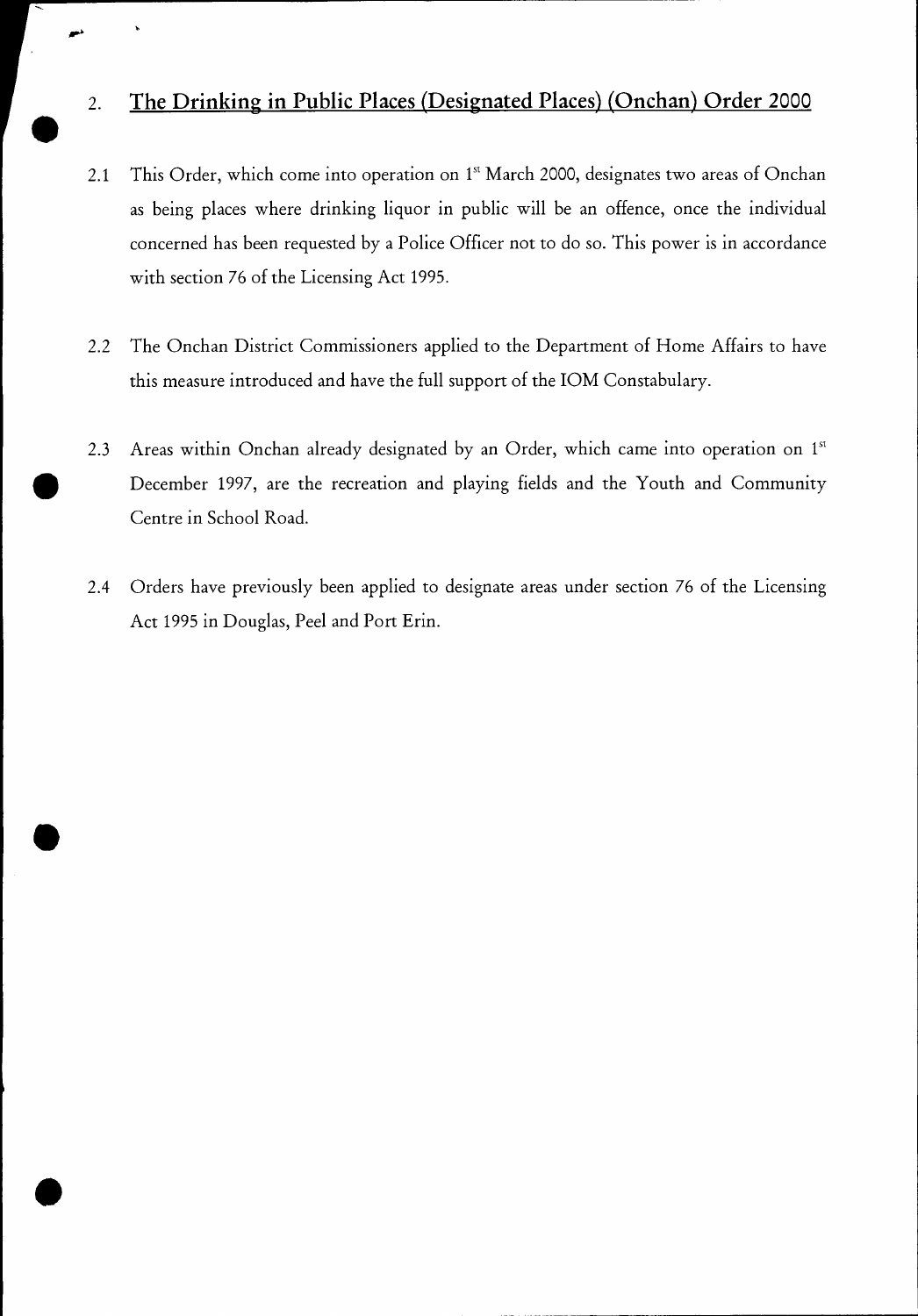## 2. The Drinking in Public Places (Designated Places) (Onchan) Order 2000

2.1 This Order, which come into operation on 1st March 2000, designates two areas of Onchan as being places where drinking liquor in public will be an offence, once the individual concerned has been requested by a Police Officer not to do so. This power is in accordance with section 76 of the Licensing Act 1995.

2.2 The Onchan District Commissioners applied to the Department of Home Affairs to have this measure introduced and have the full support of the IOM Constabulary.

2.3 Areas within Onchan already designated by an Order, which came into operation on 1st December 1997, are the recreation and playing fields and the Youth and Community Centre in School Road.

2.4 Orders have previously been applied to designate areas under section 76 of the Licensing Act 1995 in Douglas, Peel and Port Erin.